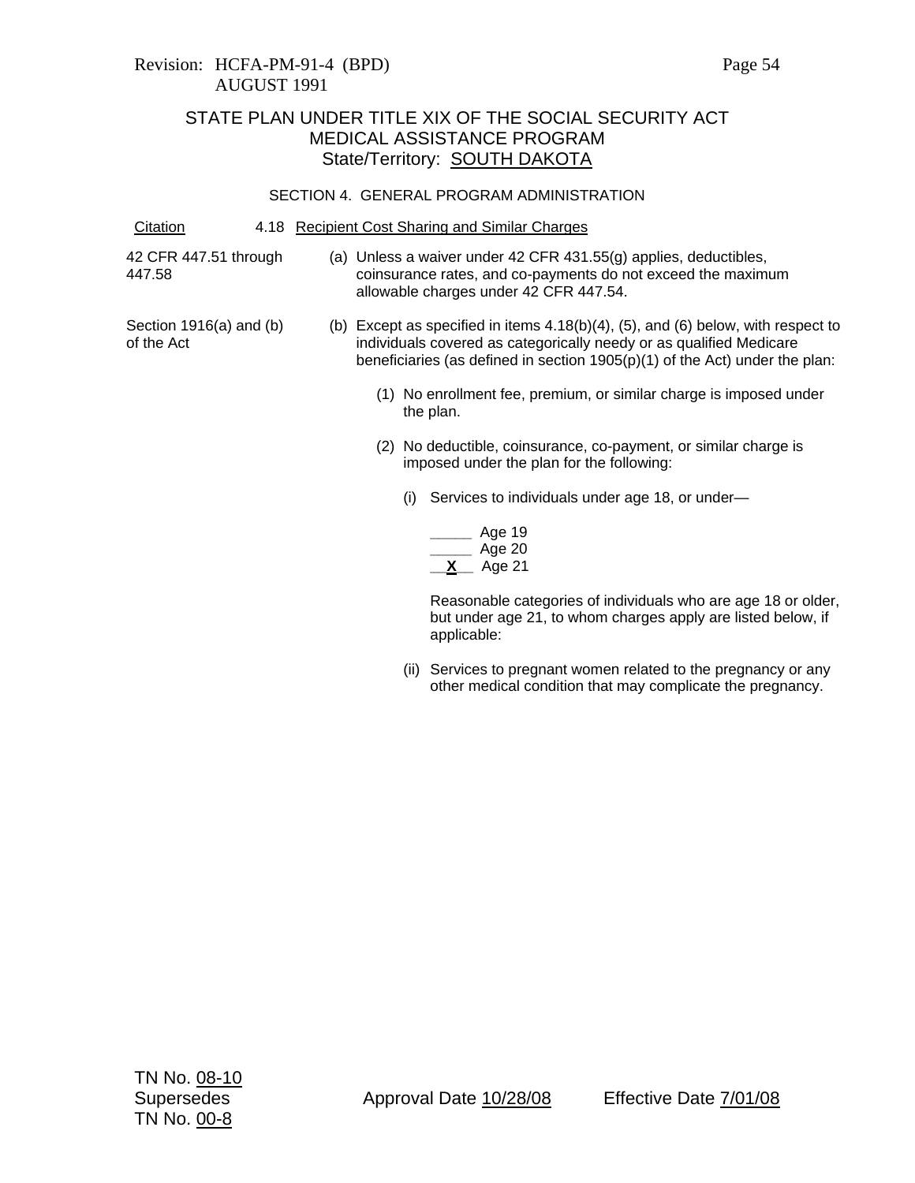Revision: HCFA-PM-91-4 (BPD)
AUGUST 1991

# STATE PLAN UNDER TITLE XIX OF THE SOCIAL SECURITY ACT
## MEDICAL ASSISTANCE PROGRAM
### State/Territory: SOUTH DAKOTA

#### SECTION 4. GENERAL PROGRAM ADMINISTRATION

| Citation | 4.18 Recipient Cost Sharing and Similar Charges |
|---|---|
| 42 CFR 447.51 through 447.58 | (a) Unless a waiver under 42 CFR 431.55(g) applies, deductibles, coinsurance rates, and co-payments do not exceed the maximum allowable charges under 42 CFR 447.54. |
| Section 1916(a) and (b) of the Act | (b) Except as specified in items 4.18(b)(4), (5), and (6) below, with respect to individuals covered as categorically needy or as qualified Medicare beneficiaries (as defined in section 1905(p)(1) of the Act) under the plan: |

(1) No enrollment fee, premium, or similar charge is imposed under the plan.

(2) No deductible, coinsurance, co-payment, or similar charge is imposed under the plan for the following:

(i) Services to individuals under age 18, or under—

_____ Age 19
_____ Age 20
__X__ Age 21

Reasonable categories of individuals who are age 18 or older, but under age 21, to whom charges apply are listed below, if applicable:

(ii) Services to pregnant women related to the pregnancy or any other medical condition that may complicate the pregnancy.

TN No. 08-10
Supersedes
TN No. 00-8

Approval Date 10/28/08 Effective Date 7/01/08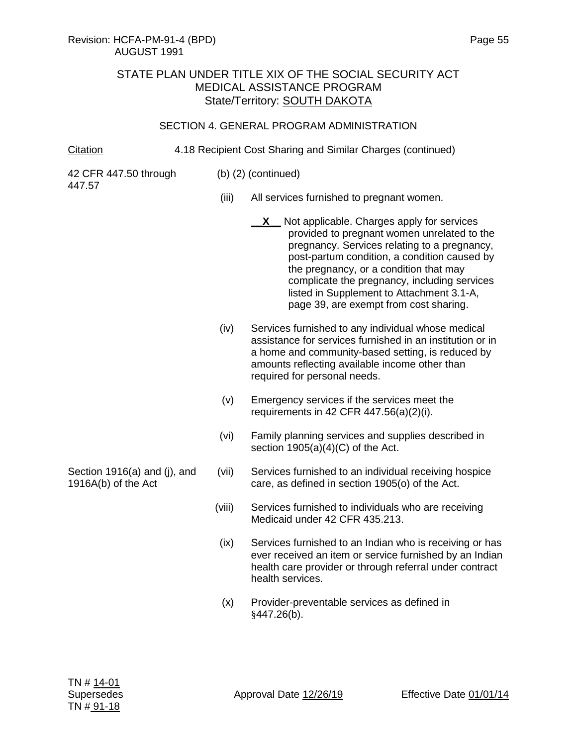Revision: HCFA-PM-91-4 (BPD)
AUGUST 1991

STATE PLAN UNDER TITLE XIX OF THE SOCIAL SECURITY ACT
MEDICAL ASSISTANCE PROGRAM
State/Territory: SOUTH DAKOTA

SECTION 4. GENERAL PROGRAM ADMINISTRATION

Citation — 4.18 Recipient Cost Sharing and Similar Charges (continued)

42 CFR 447.50 through 447.57

(b) (2) (continued)

(iii) All services furnished to pregnant women.

__X__ Not applicable. Charges apply for services provided to pregnant women unrelated to the pregnancy. Services relating to a pregnancy, post-partum condition, a condition caused by the pregnancy, or a condition that may complicate the pregnancy, including services listed in Supplement to Attachment 3.1-A, page 39, are exempt from cost sharing.

(iv) Services furnished to any individual whose medical assistance for services furnished in an institution or in a home and community-based setting, is reduced by amounts reflecting available income other than required for personal needs.

(v) Emergency services if the services meet the requirements in 42 CFR 447.56(a)(2)(i).

(vi) Family planning services and supplies described in section 1905(a)(4)(C) of the Act.

Section 1916(a) and (j), and 1916A(b) of the Act

(vii) Services furnished to an individual receiving hospice care, as defined in section 1905(o) of the Act.

(viii) Services furnished to individuals who are receiving Medicaid under 42 CFR 435.213.

(ix) Services furnished to an Indian who is receiving or has ever received an item or service furnished by an Indian health care provider or through referral under contract health services.

(x) Provider-preventable services as defined in §447.26(b).

TN # 14-01
Supersedes
TN # 91-18

Approval Date 12/26/19 — Effective Date 01/01/14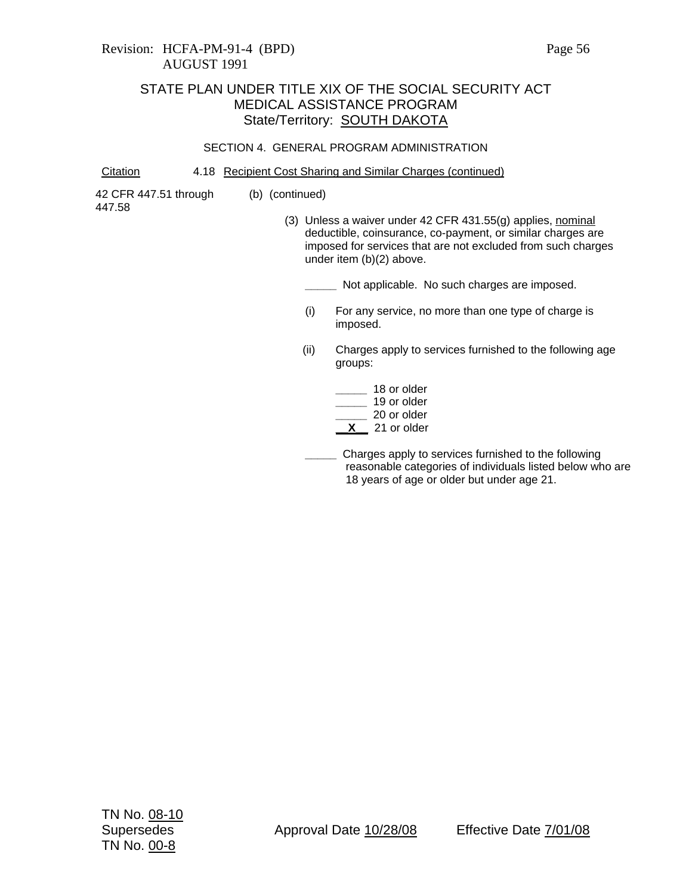Revision: HCFA-PM-91-4 (BPD)
AUGUST 1991

STATE PLAN UNDER TITLE XIX OF THE SOCIAL SECURITY ACT
MEDICAL ASSISTANCE PROGRAM
State/Territory: SOUTH DAKOTA

SECTION 4. GENERAL PROGRAM ADMINISTRATION

| Citation | 4.18 Recipient Cost Sharing and Similar Charges (continued) |
|---|---|
| 42 CFR 447.51 through 447.58 | (b) (continued) |

(3) Unless a waiver under 42 CFR 431.55(g) applies, nominal deductible, coinsurance, co-payment, or similar charges are imposed for services that are not excluded from such charges under item (b)(2) above.

_____ Not applicable. No such charges are imposed.

(i) For any service, no more than one type of charge is imposed.

(ii) Charges apply to services furnished to the following age groups:

_____ 18 or older
_____ 19 or older
_____ 20 or older
__X__ 21 or older

_____ Charges apply to services furnished to the following reasonable categories of individuals listed below who are 18 years of age or older but under age 21.

TN No. 08-10
Supersedes
TN No. 00-8

Approval Date 10/28/08

Effective Date 7/01/08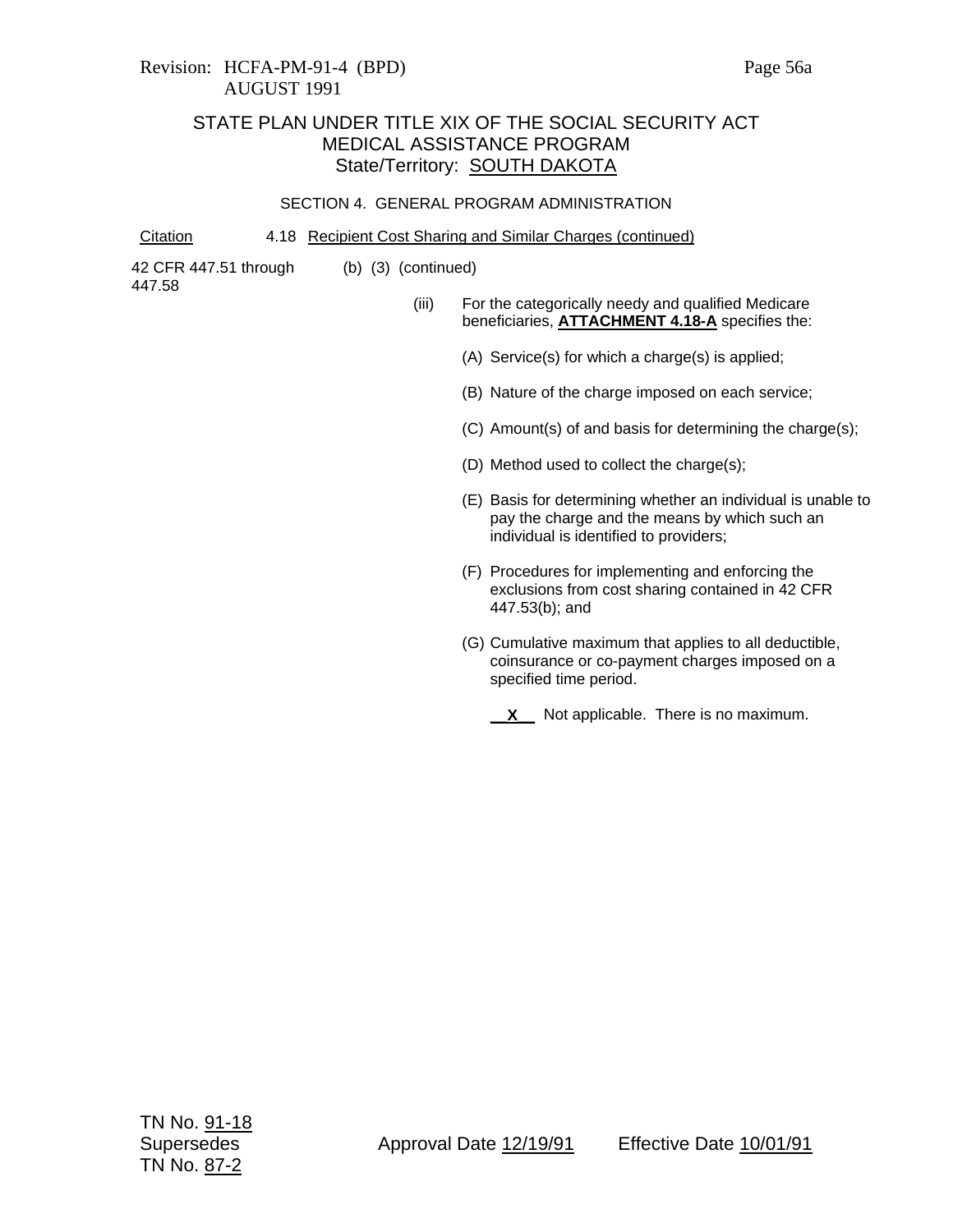Revision: HCFA-PM-91-4 (BPD)
AUGUST 1991

# STATE PLAN UNDER TITLE XIX OF THE SOCIAL SECURITY ACT
## MEDICAL ASSISTANCE PROGRAM
### State/Territory: SOUTH DAKOTA

SECTION 4. GENERAL PROGRAM ADMINISTRATION

| Citation | 4.18 Recipient Cost Sharing and Similar Charges (continued) |
|---|---|
| 42 CFR 447.51 through 447.58 | (b) (3) (continued) |

(iii) For the categorically needy and qualified Medicare beneficiaries, **ATTACHMENT 4.18-A** specifies the:

(A) Service(s) for which a charge(s) is applied;

(B) Nature of the charge imposed on each service;

(C) Amount(s) of and basis for determining the charge(s);

(D) Method used to collect the charge(s);

(E) Basis for determining whether an individual is unable to pay the charge and the means by which such an individual is identified to providers;

(F) Procedures for implementing and enforcing the exclusions from cost sharing contained in 42 CFR 447.53(b); and

(G) Cumulative maximum that applies to all deductible, coinsurance or co-payment charges imposed on a specified time period.

__X__ Not applicable. There is no maximum.

TN No. 91-18
Supersedes
TN No. 87-2

Approval Date 12/19/91 Effective Date 10/01/91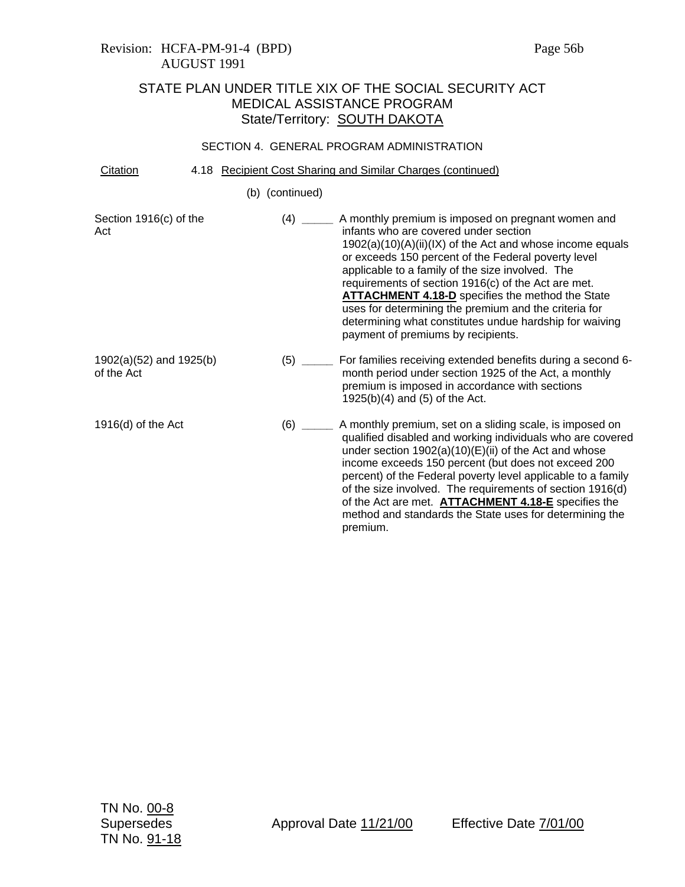Revision: HCFA-PM-91-4 (BPD)
AUGUST 1991

STATE PLAN UNDER TITLE XIX OF THE SOCIAL SECURITY ACT
MEDICAL ASSISTANCE PROGRAM
State/Territory: SOUTH DAKOTA

SECTION 4. GENERAL PROGRAM ADMINISTRATION

| Citation | |
|---|---|
| | 4.18 Recipient Cost Sharing and Similar Charges (continued) |
| | (b) (continued) |
| Section 1916(c) of the Act | (4) _____ A monthly premium is imposed on pregnant women and infants who are covered under section 1902(a)(10)(A)(ii)(IX) of the Act and whose income equals or exceeds 150 percent of the Federal poverty level applicable to a family of the size involved. The requirements of section 1916(c) of the Act are met. **ATTACHMENT 4.18-D** specifies the method the State uses for determining the premium and the criteria for determining what constitutes undue hardship for waiving payment of premiums by recipients. |
| 1902(a)(52) and 1925(b) of the Act | (5) _____ For families receiving extended benefits during a second 6-month period under section 1925 of the Act, a monthly premium is imposed in accordance with sections 1925(b)(4) and (5) of the Act. |
| 1916(d) of the Act | (6) _____ A monthly premium, set on a sliding scale, is imposed on qualified disabled and working individuals who are covered under section 1902(a)(10)(E)(ii) of the Act and whose income exceeds 150 percent (but does not exceed 200 percent) of the Federal poverty level applicable to a family of the size involved. The requirements of section 1916(d) of the Act are met. **ATTACHMENT 4.18-E** specifies the method and standards the State uses for determining the premium. |

TN No. 00-8
Supersedes
TN No. 91-18

Approval Date 11/21/00 Effective Date 7/01/00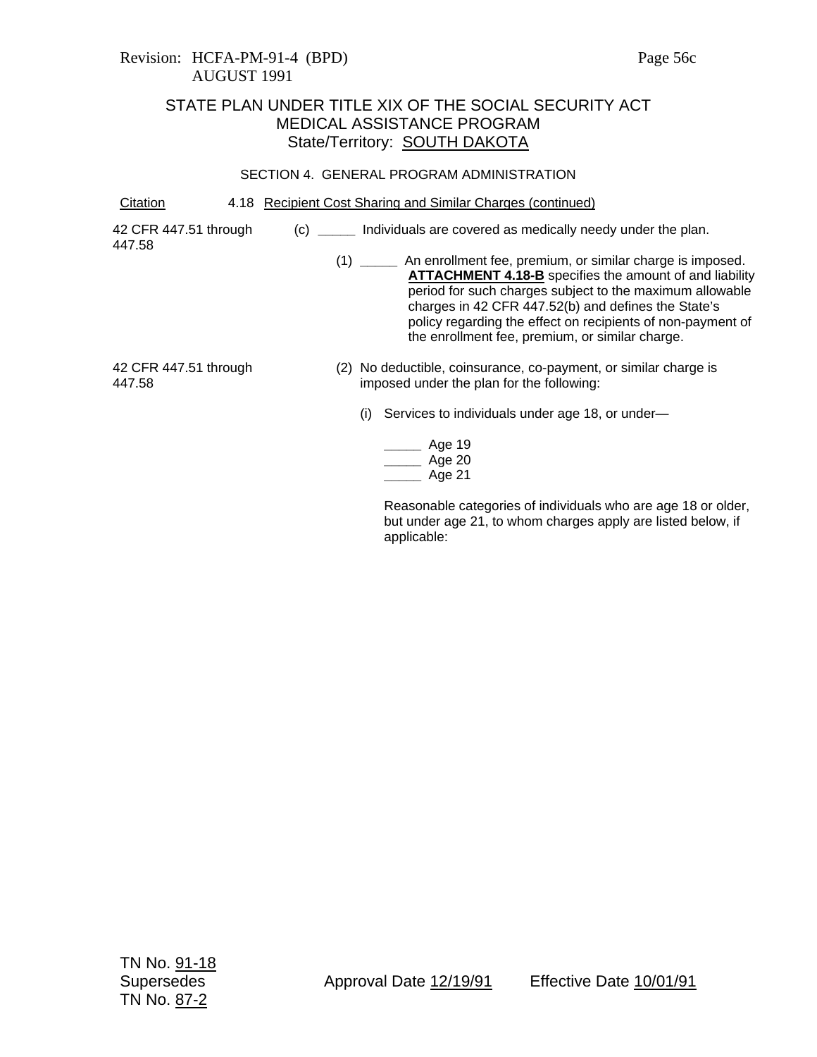Revision: HCFA-PM-91-4 (BPD)
AUGUST 1991

STATE PLAN UNDER TITLE XIX OF THE SOCIAL SECURITY ACT
MEDICAL ASSISTANCE PROGRAM
State/Territory: SOUTH DAKOTA

SECTION 4. GENERAL PROGRAM ADMINISTRATION

Citation — 4.18 Recipient Cost Sharing and Similar Charges (continued)

42 CFR 447.51 through 447.58

(c) _____ Individuals are covered as medically needy under the plan.

(1) _____ An enrollment fee, premium, or similar charge is imposed. **ATTACHMENT 4.18-B** specifies the amount of and liability period for such charges subject to the maximum allowable charges in 42 CFR 447.52(b) and defines the State's policy regarding the effect on recipients of non-payment of the enrollment fee, premium, or similar charge.

42 CFR 447.51 through 447.58

(2) No deductible, coinsurance, co-payment, or similar charge is imposed under the plan for the following:

(i) Services to individuals under age 18, or under—

_____ Age 19
_____ Age 20
_____ Age 21

Reasonable categories of individuals who are age 18 or older, but under age 21, to whom charges apply are listed below, if applicable:

TN No. 91-18
Supersedes TN No. 87-2
Approval Date 12/19/91
Effective Date 10/01/91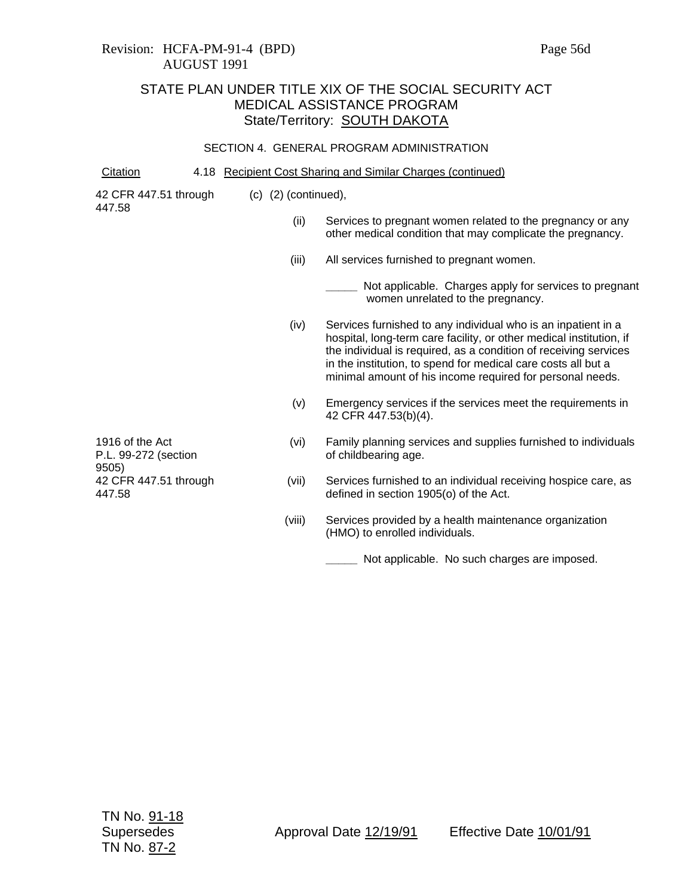Revision: HCFA-PM-91-4 (BPD)
AUGUST 1991

STATE PLAN UNDER TITLE XIX OF THE SOCIAL SECURITY ACT
MEDICAL ASSISTANCE PROGRAM
State/Territory: SOUTH DAKOTA

SECTION 4. GENERAL PROGRAM ADMINISTRATION

Citation — 4.18 Recipient Cost Sharing and Similar Charges (continued)

42 CFR 447.51 through 447.58

(c) (2) (continued),

(ii) Services to pregnant women related to the pregnancy or any other medical condition that may complicate the pregnancy.

(iii) All services furnished to pregnant women.

_____ Not applicable. Charges apply for services to pregnant women unrelated to the pregnancy.

(iv) Services furnished to any individual who is an inpatient in a hospital, long-term care facility, or other medical institution, if the individual is required, as a condition of receiving services in the institution, to spend for medical care costs all but a minimal amount of his income required for personal needs.

(v) Emergency services if the services meet the requirements in 42 CFR 447.53(b)(4).

1916 of the Act
P.L. 99-272 (section 9505)

(vi) Family planning services and supplies furnished to individuals of childbearing age.

42 CFR 447.51 through 447.58

(vii) Services furnished to an individual receiving hospice care, as defined in section 1905(o) of the Act.

(viii) Services provided by a health maintenance organization (HMO) to enrolled individuals.

_____ Not applicable. No such charges are imposed.

TN No. 91-18
Supersedes
TN No. 87-2

Approval Date 12/19/91 — Effective Date 10/01/91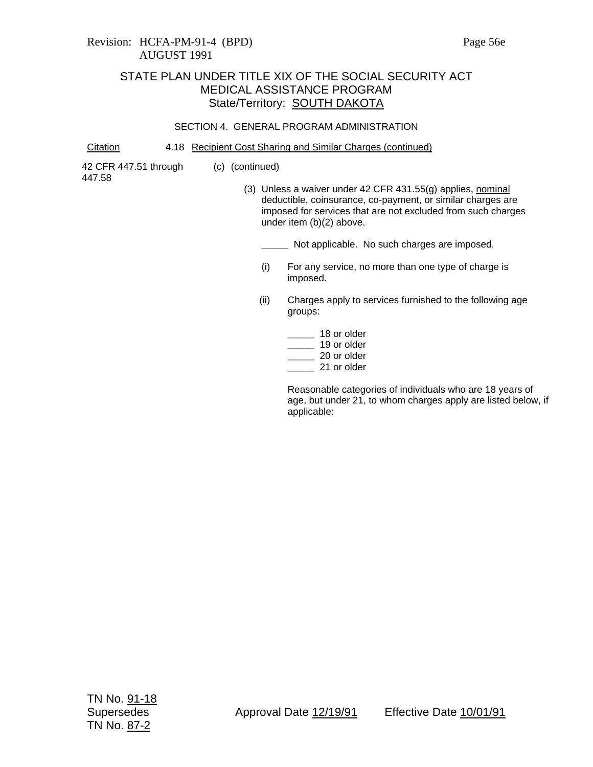Revision: HCFA-PM-91-4 (BPD)
AUGUST 1991

STATE PLAN UNDER TITLE XIX OF THE SOCIAL SECURITY ACT
MEDICAL ASSISTANCE PROGRAM
State/Territory: SOUTH DAKOTA

SECTION 4. GENERAL PROGRAM ADMINISTRATION

Citation — 4.18 Recipient Cost Sharing and Similar Charges (continued)

42 CFR 447.51 through 447.58

(c) (continued)

(3) Unless a waiver under 42 CFR 431.55(g) applies, nominal deductible, coinsurance, co-payment, or similar charges are imposed for services that are not excluded from such charges under item (b)(2) above.

_____ Not applicable. No such charges are imposed.

(i) For any service, no more than one type of charge is imposed.

(ii) Charges apply to services furnished to the following age groups:

_____ 18 or older
_____ 19 or older
_____ 20 or older
_____ 21 or older

Reasonable categories of individuals who are 18 years of age, but under 21, to whom charges apply are listed below, if applicable:

TN No. 91-18
Supersedes
TN No. 87-2

Approval Date 12/19/91 Effective Date 10/01/91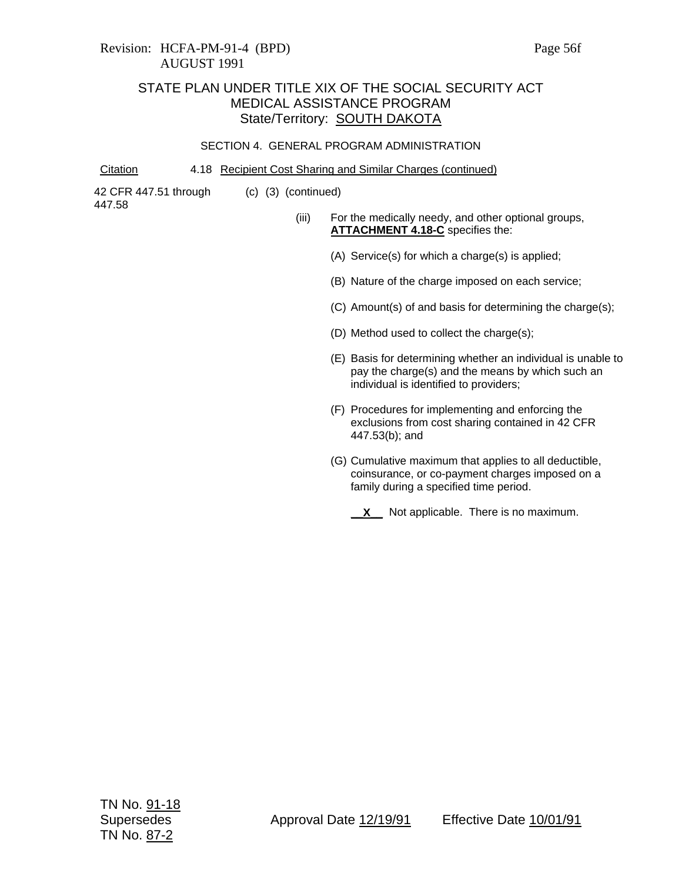Revision: HCFA-PM-91-4 (BPD)
AUGUST 1991

STATE PLAN UNDER TITLE XIX OF THE SOCIAL SECURITY ACT
MEDICAL ASSISTANCE PROGRAM
State/Territory: SOUTH DAKOTA

SECTION 4. GENERAL PROGRAM ADMINISTRATION

Citation — 4.18 Recipient Cost Sharing and Similar Charges (continued)

42 CFR 447.51 through 447.58

(c) (3) (continued)

(iii) For the medically needy, and other optional groups, **ATTACHMENT 4.18-C** specifies the:

(A) Service(s) for which a charge(s) is applied;

(B) Nature of the charge imposed on each service;

(C) Amount(s) of and basis for determining the charge(s);

(D) Method used to collect the charge(s);

(E) Basis for determining whether an individual is unable to pay the charge(s) and the means by which such an individual is identified to providers;

(F) Procedures for implementing and enforcing the exclusions from cost sharing contained in 42 CFR 447.53(b); and

(G) Cumulative maximum that applies to all deductible, coinsurance, or co-payment charges imposed on a family during a specified time period.

__X__ Not applicable. There is no maximum.

TN No. 91-18
Supersedes
TN No. 87-2

Approval Date 12/19/91 Effective Date 10/01/91